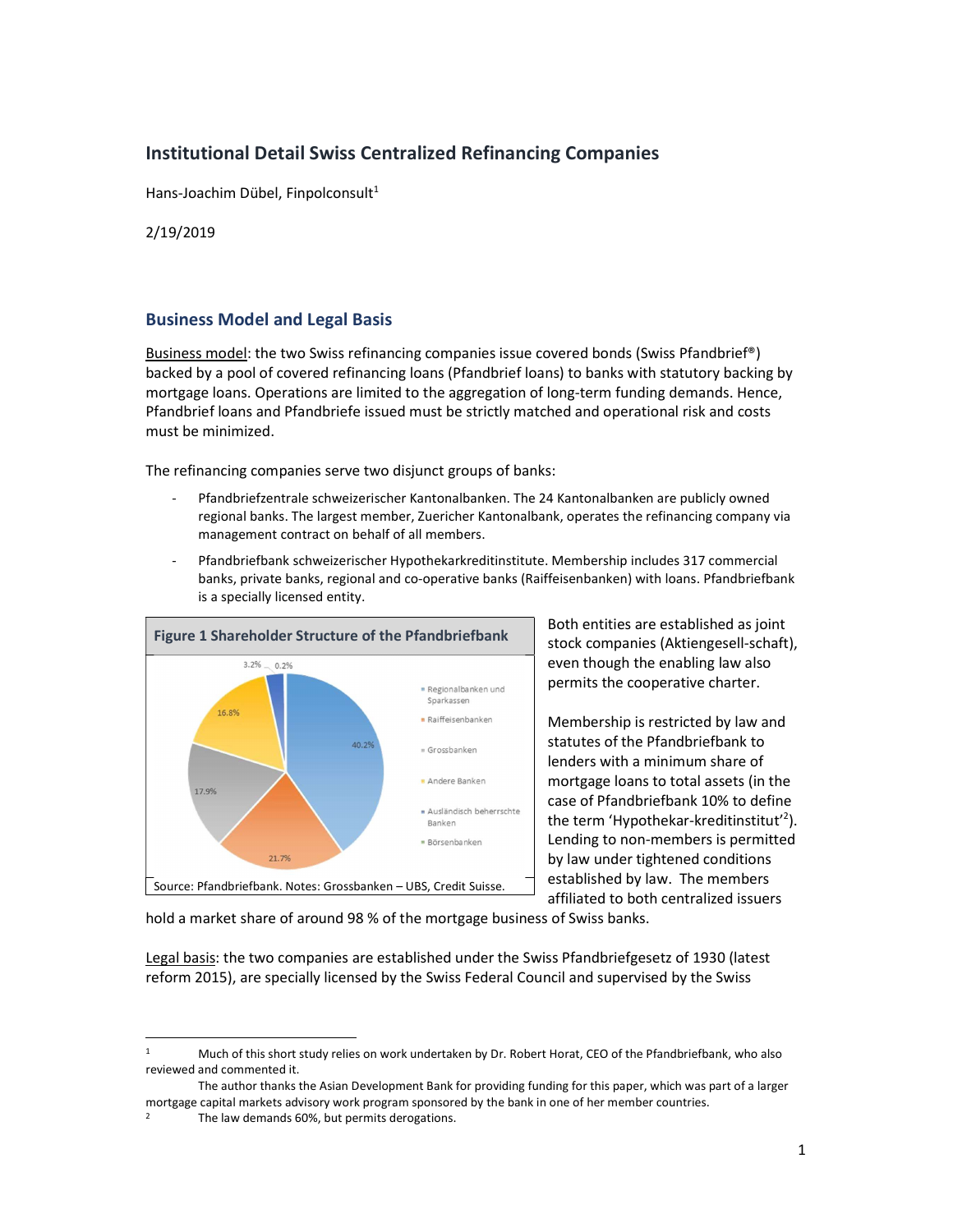# Institutional Detail Swiss Centralized Refinancing Companies

Hans-Joachim Dübel, Finpolconsult[1]

2/19/2019

## Business Model and Legal Basis

Business model: the two Swiss refinancing companies issue covered bonds (Swiss Pfandbrief®) backed by a pool of covered refinancing loans (Pfandbrief loans) to banks with statutory backing by mortgage loans. Operations are limited to the aggregation of long-term funding demands. Hence, Pfandbrief loans and Pfandbriefe issued must be strictly matched and operational risk and costs must be minimized.

The refinancing companies serve two disjunct groups of banks:

- Pfandbriefzentrale schweizerischer Kantonalbanken. The 24 Kantonalbanken are publicly owned regional banks. The largest member, Zuericher Kantonalbank, operates the refinancing company via management contract on behalf of all members.
- Pfandbriefbank schweizerischer Hypothekarkreditinstitute. Membership includes 317 commercial banks, private banks, regional and co-operative banks (Raiffeisenbanken) with loans. Pfandbriefbank is a specially licensed entity.

**Figure 1 Shareholder Structure of the Pfandbriefbank**

| Shareholder group | Share |
|---|---|
| Regionalbanken und Sparkassen | 40.2% |
| Raiffeisenbanken | 21.7% |
| Grossbanken | 17.9% |
| Andere Banken | 16.8% |
| Ausländisch beherrschte Banken | 3.2% |
| Börsenbanken | 0.2% |

Source: Pfandbriefbank. Notes: Grossbanken – UBS, Credit Suisse.

Both entities are established as joint stock companies (Aktiengesell-schaft), even though the enabling law also permits the cooperative charter.

Membership is restricted by law and statutes of the Pfandbriefbank to lenders with a minimum share of mortgage loans to total assets (in the case of Pfandbriefbank 10% to define the term 'Hypothekar-kreditinstitut'[2]). Lending to non-members is permitted by law under tightened conditions established by law. The members affiliated to both centralized issuers hold a market share of around 98 % of the mortgage business of Swiss banks.

Legal basis: the two companies are established under the Swiss Pfandbriefgesetz of 1930 (latest reform 2015), are specially licensed by the Swiss Federal Council and supervised by the Swiss

---

[1] Much of this short study relies on work undertaken by Dr. Robert Horat, CEO of the Pfandbriefbank, who also reviewed and commented it.

The author thanks the Asian Development Bank for providing funding for this paper, which was part of a larger mortgage capital markets advisory work program sponsored by the bank in one of her member countries.

[2] The law demands 60%, but permits derogations.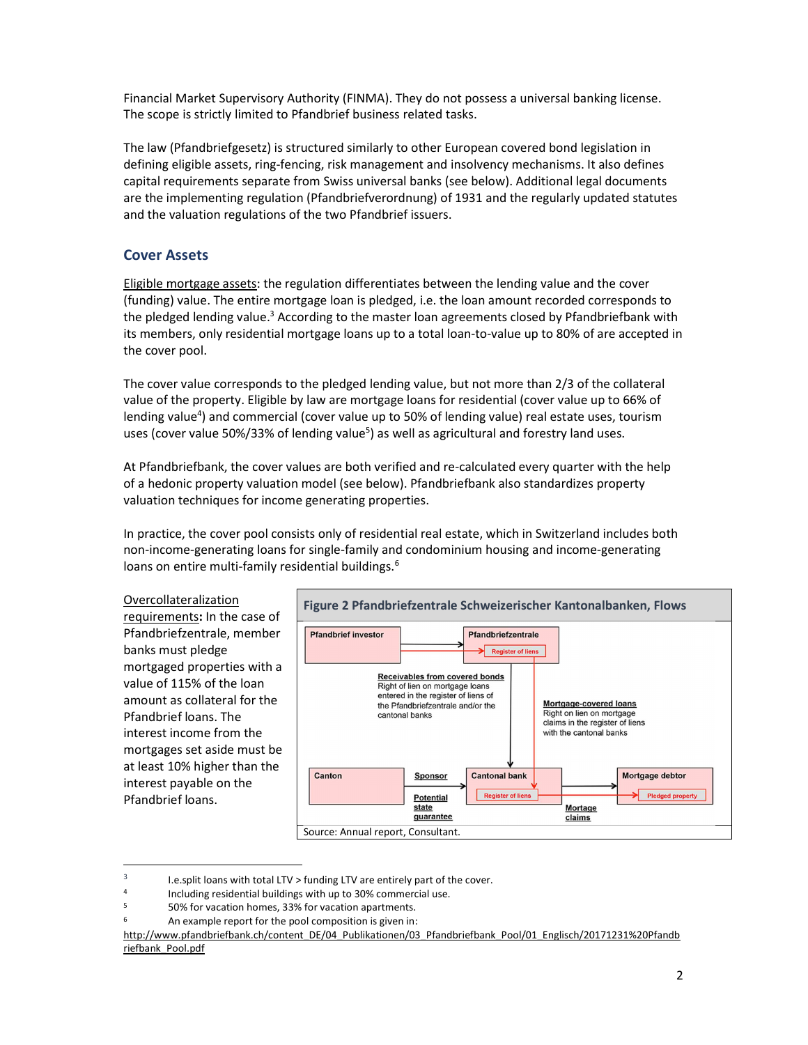Financial Market Supervisory Authority (FINMA). They do not possess a universal banking license. The scope is strictly limited to Pfandbrief business related tasks.

The law (Pfandbriefgesetz) is structured similarly to other European covered bond legislation in defining eligible assets, ring-fencing, risk management and insolvency mechanisms. It also defines capital requirements separate from Swiss universal banks (see below). Additional legal documents are the implementing regulation (Pfandbriefverordnung) of 1931 and the regularly updated statutes and the valuation regulations of the two Pfandbrief issuers.

## Cover Assets

Eligible mortgage assets: the regulation differentiates between the lending value and the cover (funding) value. The entire mortgage loan is pledged, i.e. the loan amount recorded corresponds to the pledged lending value.[3] According to the master loan agreements closed by Pfandbriefbank with its members, only residential mortgage loans up to a total loan-to-value up to 80% of are accepted in the cover pool.

The cover value corresponds to the pledged lending value, but not more than 2/3 of the collateral value of the property. Eligible by law are mortgage loans for residential (cover value up to 66% of lending value[4]) and commercial (cover value up to 50% of lending value) real estate uses, tourism uses (cover value 50%/33% of lending value[5]) as well as agricultural and forestry land uses.

At Pfandbriefbank, the cover values are both verified and re-calculated every quarter with the help of a hedonic property valuation model (see below). Pfandbriefbank also standardizes property valuation techniques for income generating properties.

In practice, the cover pool consists only of residential real estate, which in Switzerland includes both non-income-generating loans for single-family and condominium housing and income-generating loans on entire multi-family residential buildings.[6]

Overcollateralization requirements**:** In the case of Pfandbriefzentrale, member banks must pledge mortgaged properties with a value of 115% of the loan amount as collateral for the Pfandbrief loans. The interest income from the mortgages set aside must be at least 10% higher than the interest payable on the Pfandbrief loans.

**Figure 2 Pfandbriefzentrale Schweizerischer Kantonalbanken, Flows**

Source: Annual report, Consultant.

---

[3] I.e.split loans with total LTV > funding LTV are entirely part of the cover.

[4] Including residential buildings with up to 30% commercial use.

[5] 50% for vacation homes, 33% for vacation apartments.

[6] An example report for the pool composition is given in: http://www.pfandbriefbank.ch/content_DE/04_Publikationen/03_Pfandbriefbank_Pool/01_Englisch/20171231%20Pfandbriefbank_Pool.pdf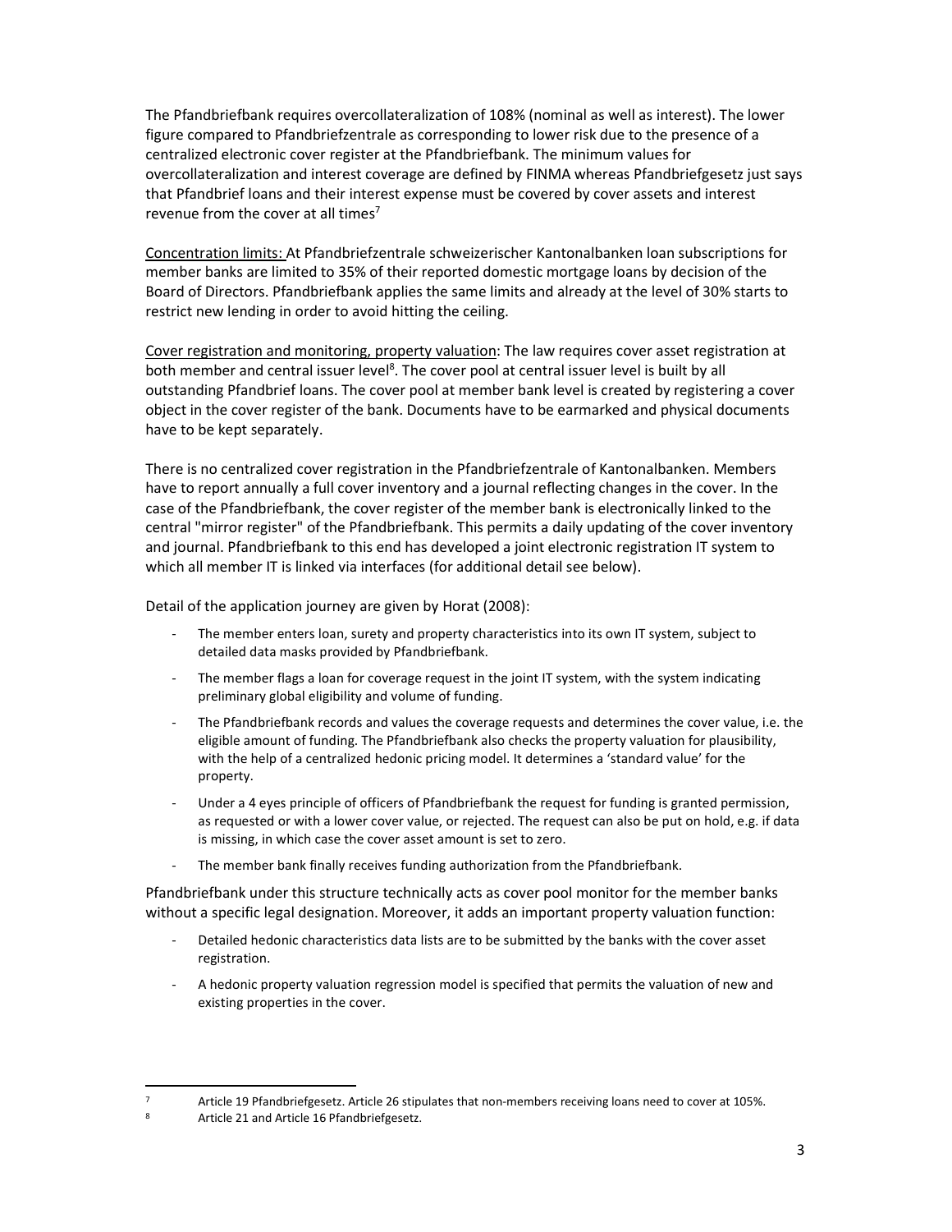The Pfandbriefbank requires overcollateralization of 108% (nominal as well as interest). The lower figure compared to Pfandbriefzentrale as corresponding to lower risk due to the presence of a centralized electronic cover register at the Pfandbriefbank. The minimum values for overcollateralization and interest coverage are defined by FINMA whereas Pfandbriefgesetz just says that Pfandbrief loans and their interest expense must be covered by cover assets and interest revenue from the cover at all times[7]

Concentration limits: At Pfandbriefzentrale schweizerischer Kantonalbanken loan subscriptions for member banks are limited to 35% of their reported domestic mortgage loans by decision of the Board of Directors. Pfandbriefbank applies the same limits and already at the level of 30% starts to restrict new lending in order to avoid hitting the ceiling.

Cover registration and monitoring, property valuation: The law requires cover asset registration at both member and central issuer level[8]. The cover pool at central issuer level is built by all outstanding Pfandbrief loans. The cover pool at member bank level is created by registering a cover object in the cover register of the bank. Documents have to be earmarked and physical documents have to be kept separately.

There is no centralized cover registration in the Pfandbriefzentrale of Kantonalbanken. Members have to report annually a full cover inventory and a journal reflecting changes in the cover. In the case of the Pfandbriefbank, the cover register of the member bank is electronically linked to the central "mirror register" of the Pfandbriefbank. This permits a daily updating of the cover inventory and journal. Pfandbriefbank to this end has developed a joint electronic registration IT system to which all member IT is linked via interfaces (for additional detail see below).

Detail of the application journey are given by Horat (2008):

- The member enters loan, surety and property characteristics into its own IT system, subject to detailed data masks provided by Pfandbriefbank.
- The member flags a loan for coverage request in the joint IT system, with the system indicating preliminary global eligibility and volume of funding.
- The Pfandbriefbank records and values the coverage requests and determines the cover value, i.e. the eligible amount of funding. The Pfandbriefbank also checks the property valuation for plausibility, with the help of a centralized hedonic pricing model. It determines a 'standard value' for the property.
- Under a 4 eyes principle of officers of Pfandbriefbank the request for funding is granted permission, as requested or with a lower cover value, or rejected. The request can also be put on hold, e.g. if data is missing, in which case the cover asset amount is set to zero.
- The member bank finally receives funding authorization from the Pfandbriefbank.

Pfandbriefbank under this structure technically acts as cover pool monitor for the member banks without a specific legal designation. Moreover, it adds an important property valuation function:

- Detailed hedonic characteristics data lists are to be submitted by the banks with the cover asset registration.
- A hedonic property valuation regression model is specified that permits the valuation of new and existing properties in the cover.

[7] Article 19 Pfandbriefgesetz. Article 26 stipulates that non-members receiving loans need to cover at 105%.

[8] Article 21 and Article 16 Pfandbriefgesetz.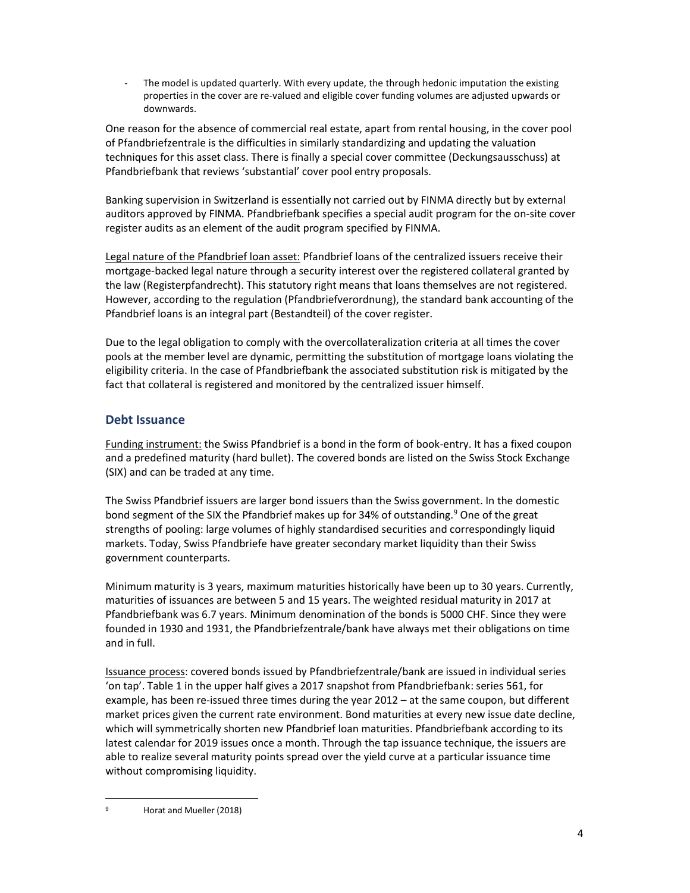- The model is updated quarterly. With every update, the through hedonic imputation the existing properties in the cover are re-valued and eligible cover funding volumes are adjusted upwards or downwards.

One reason for the absence of commercial real estate, apart from rental housing, in the cover pool of Pfandbriefzentrale is the difficulties in similarly standardizing and updating the valuation techniques for this asset class. There is finally a special cover committee (Deckungsausschuss) at Pfandbriefbank that reviews 'substantial' cover pool entry proposals.

Banking supervision in Switzerland is essentially not carried out by FINMA directly but by external auditors approved by FINMA. Pfandbriefbank specifies a special audit program for the on-site cover register audits as an element of the audit program specified by FINMA.

Legal nature of the Pfandbrief loan asset: Pfandbrief loans of the centralized issuers receive their mortgage-backed legal nature through a security interest over the registered collateral granted by the law (Registerpfandrecht). This statutory right means that loans themselves are not registered. However, according to the regulation (Pfandbriefverordnung), the standard bank accounting of the Pfandbrief loans is an integral part (Bestandteil) of the cover register.

Due to the legal obligation to comply with the overcollateralization criteria at all times the cover pools at the member level are dynamic, permitting the substitution of mortgage loans violating the eligibility criteria. In the case of Pfandbriefbank the associated substitution risk is mitigated by the fact that collateral is registered and monitored by the centralized issuer himself.

## Debt Issuance

Funding instrument: the Swiss Pfandbrief is a bond in the form of book-entry. It has a fixed coupon and a predefined maturity (hard bullet). The covered bonds are listed on the Swiss Stock Exchange (SIX) and can be traded at any time.

The Swiss Pfandbrief issuers are larger bond issuers than the Swiss government. In the domestic bond segment of the SIX the Pfandbrief makes up for 34% of outstanding.[9] One of the great strengths of pooling: large volumes of highly standardised securities and correspondingly liquid markets. Today, Swiss Pfandbriefe have greater secondary market liquidity than their Swiss government counterparts.

Minimum maturity is 3 years, maximum maturities historically have been up to 30 years. Currently, maturities of issuances are between 5 and 15 years. The weighted residual maturity in 2017 at Pfandbriefbank was 6.7 years. Minimum denomination of the bonds is 5000 CHF. Since they were founded in 1930 and 1931, the Pfandbriefzentrale/bank have always met their obligations on time and in full.

Issuance process: covered bonds issued by Pfandbriefzentrale/bank are issued in individual series 'on tap'. Table 1 in the upper half gives a 2017 snapshot from Pfandbriefbank: series 561, for example, has been re-issued three times during the year 2012 – at the same coupon, but different market prices given the current rate environment. Bond maturities at every new issue date decline, which will symmetrically shorten new Pfandbrief loan maturities. Pfandbriefbank according to its latest calendar for 2019 issues once a month. Through the tap issuance technique, the issuers are able to realize several maturity points spread over the yield curve at a particular issuance time without compromising liquidity.

---

[9] Horat and Mueller (2018)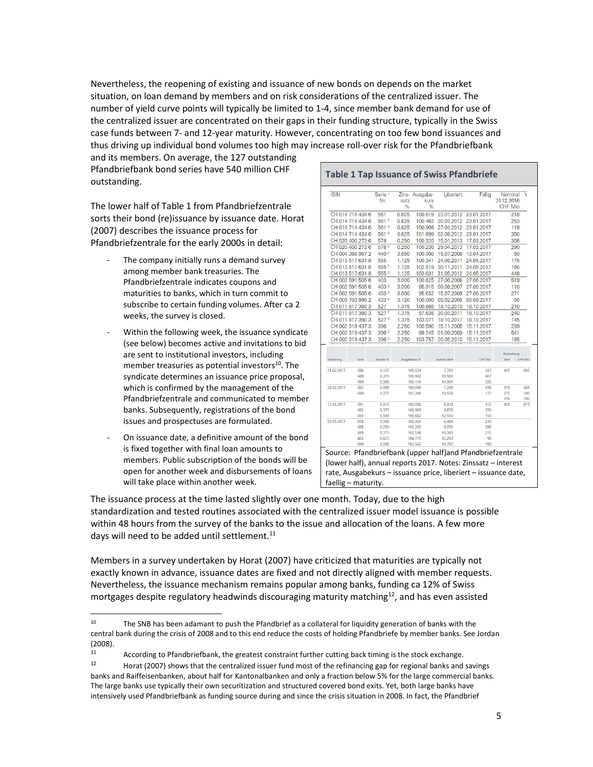Nevertheless, the reopening of existing and issuance of new bonds on depends on the market situation, on loan demand by members and on risk considerations of the centralized issuer. The number of yield curve points will typically be limited to 1-4, since member bank demand for use of the centralized issuer are concentrated on their gaps in their funding structure, typically in the Swiss case funds between 7- and 12-year maturity. However, concentrating on too few bond issuances and thus driving up individual bond volumes too high may increase roll-over risk for the Pfandbriefbank and its members. On average, the 127 outstanding Pfandbriefbank bond series have 540 million CHF outstanding.

The lower half of Table 1 from Pfandbriefzentrale sorts their bond (re)issuance by issuance date. Horat (2007) describes the issuance process for Pfandbriefzentrale for the early 2000s in detail:

- The company initially runs a demand survey among member bank treasuries. The Pfandbriefzentrale indicates coupons and maturities to banks, which in turn commit to subscribe to certain funding volumes. After ca 2 weeks, the survey is closed.
- Within the following week, the issuance syndicate (see below) becomes active and invitations to bid are sent to institutional investors, including member treasuries as potential investors[10]. The syndicate determines an issuance price proposal, which is confirmed by the management of the Pfandbriefzentrale and communicated to member banks. Subsequently, registrations of the bond issues and prospectuses are formulated.
- On issuance date, a definitive amount of the bond is fixed together with final loan amounts to members. Public subscription of the bonds will be open for another week and disbursements of loans will take place within another week.

**Table 1 Tap Issuance of Swiss Pfandbriefe**

| ISIN | Serie Nr. | Zinssatz % | Ausgabekurs % | Liberiert | Fällig | Nominal 31.12.2016 CHF Mio |
|---|---|---|---|---|---|---|
| CH 014 714 434 6 | 561 | 0.625 | 100.619 | 23.01.2012 | 23.01.2017 | 218 |
| CH 014 714 434 6 | 561 ² | 0.625 | 100.463 | 30.03.2012 | 23.01.2017 | 253 |
| CH 014 714 434 6 | 561 ³ | 0.625 | 100.908 | 27.04.2012 | 23.01.2017 | 119 |
| CH 014 714 434 6 | 561 ⁴ | 0.625 | 101.899 | 02.08.2012 | 23.01.2017 | 350 |
| CH 020 400 272 6 | 578 | 0.250 | 100.320 | 15.01.2013 | 17.03.2017 | 306 |
| CH 020 400 272 6 | 578 ² | 0.250 | 100.236 | 29.04.2013 | 17.03.2017 | 290 |
| CH 004 388 957 2 | 440 ⁶ | 3.650 | 100.000 | 15.07.2008 | 13.04.2017 | 50 |
| CH 013 517 631 8 | 555 | 1.125 | 100.341 | 24.08.2011 | 24.05.2017 | 175 |
| CH 013 517 631 8 | 555 ² | 1.125 | 102.519 | 30.11.2011 | 24.05.2017 | 180 |
| CH 013 517 631 8 | 555 ³ | 1.125 | 103.631 | 31.05.2012 | 24.05.2017 | 448 |
| CH 002 591 505 6 | 403 | 3.000 | 100.825 | 27.06.2006 | 27.06.2017 | 519 |
| CH 002 591 505 6 | 403 ² | 3.000 | 95.915 | 09.08.2007 | 27.06.2017 | 110 |
| CH 002 591 505 6 | 403 ³ | 3.000 | 95.632 | 15.07.2008 | 27.06.2017 | 271 |
| CH 003 703 996 2 | 433 ⁶ | 3.120 | 100.000 | 05.02.2008 | 05.09.2017 | 50 |
| CH 011 817 380 3 | 527 | 1.375 | 100.668 | 18.10.2010 | 18.10.2017 | 210 |
| CH 011 817 380 3 | 527 ² | 1.375 | 97.638 | 30.03.2011 | 18.10.2017 | 240 |
| CH 011 817 380 3 | 527 ³ | 1.375 | 103.071 | 18.10.2011 | 18.10.2017 | 145 |
| CH 002 319 437 3 | 396 | 2.250 | 100.590 | 15.11.2005 | 15.11.2017 | 239 |
| CH 002 319 437 3 | 396 ² | 2.250 | 99.745 | 01.09.2009 | 15.11.2017 | 541 |
| CH 002 319 437 3 | 396 ³ | 2.250 | 103.757 | 20.05.2010 | 15.11.2017 | 185 |

| Liberierung | Serie | Zinssatz % | Ausgabekurs % | Laufzeit Jahre | CHF Mio. | Rückzahlung Serie | Rückzahlung CHF Mio. |
|---|---|---|---|---|---|---|---|
| 21.02.2017 | 486 | 0,125 | 100,524 | 7,781 | 247 | 407 | 605 |
| | 489 | 0,375 | 100,902 | 10,583 | 407 | | |
| | 490 | 0,500 | 100,110 | 14,997 | 285 | | |
| 28.02.2017 | 482 | 0,000 | 100,000 | 7,289 | 538 | 374 | 485 |
| | 489 | 0,375 | 101,300 | 10,558 | 177 | 375 | 100 |
| | | | | | | 376 | 100 |
| 12.04.2017 | 491 | 0,010 | 100,000 | 6,814 | 312 | 401 | 673 |
| | 492 | 0,375 | 100,969 | 9,653 | 250 | | |
| | 493 | 0,500 | 100,682 | 12,500 | 150 | | |
| 03.05.2017 | 458 | 0,500 | 100,434 | 6,464 | 230 | | |
| | 488 | 0,250 | 102,282 | 8,050 | 286 | | |
| | 489 | 0,375 | 102,536 | 10,383 | 215 | | |
| | 462 | 0,625 | 104,715 | 12,203 | 98 | | |
| | 490 | 0,500 | 102,562 | 14,797 | 190 | | |

Source: Pfandbriefbank (upper half)and Pfandbriefzentrale (lower half), annual reports 2017. Notes: Zinssatz – interest rate, Ausgabekurs – issuance price, liberiert – issuance date, faellig – maturity.

The issuance process at the time lasted slightly over one month. Today, due to the high standardization and tested routines associated with the centralized issuer model issuance is possible within 48 hours from the survey of the banks to the issue and allocation of the loans. A few more days will need to be added until settlement.[11]

Members in a survey undertaken by Horat (2007) have criticized that maturities are typically not exactly known in advance, issuance dates are fixed and not directly aligned with member requests. Nevertheless, the issuance mechanism remains popular among banks, funding ca 12% of Swiss mortgages despite regulatory headwinds discouraging maturity matching[12], and has even assisted

---

[10] The SNB has been adamant to push the Pfandbrief as a collateral for liquidity generation of banks with the central bank during the crisis of 2008 and to this end reduce the costs of holding Pfandbriefe by member banks. See Jordan (2008).

[11] According to Pfandbriefbank, the greatest constraint further cutting back timing is the stock exchange.

[12] Horat (2007) shows that the centralized issuer fund most of the refinancing gap for regional banks and savings banks and Raiffeisenbanken, about half for Kantonalbanken and only a fraction below 5% for the large commercial banks. The large banks use typically their own securitization and structured covered bond exits. Yet, both large banks have intensively used Pfandbriefbank as funding source during and since the crisis situation in 2008. In fact, the Pfandbrief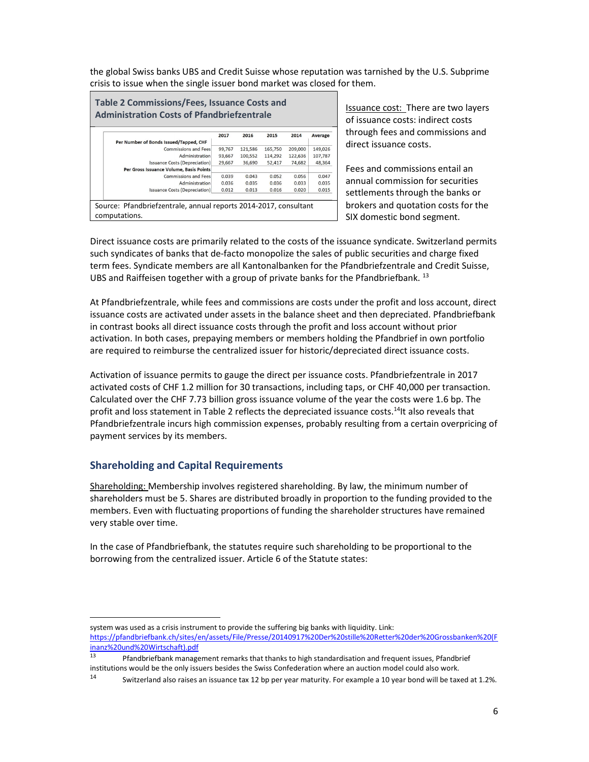the global Swiss banks UBS and Credit Suisse whose reputation was tarnished by the U.S. Subprime crisis to issue when the single issuer bond market was closed for them.

**Table 2 Commissions/Fees, Issuance Costs and Administration Costs of Pfandbriefzentrale**

| | 2017 | 2016 | 2015 | 2014 | Average |
|---|---|---|---|---|---|
| **Per Number of Bonds Issued/Tapped, CHF** | | | | | |
| Commissions and Fees | 99,767 | 121,586 | 165,750 | 209,000 | 149,026 |
| Administration | 93,667 | 100,552 | 114,292 | 122,636 | 107,787 |
| Issuance Costs (Depreciation) | 29,667 | 36,690 | 52,417 | 74,682 | 48,364 |
| **Per Gross Issuance Volume, Basis Points** | | | | | |
| Commissions and Fees | 0.039 | 0.043 | 0.052 | 0.056 | 0.047 |
| Administration | 0.036 | 0.035 | 0.036 | 0.033 | 0.035 |
| Issuance Costs (Depreciation) | 0.012 | 0.013 | 0.016 | 0.020 | 0.015 |

Source: Pfandbriefzentrale, annual reports 2014-2017, consultant computations.

Issuance cost: There are two layers of issuance costs: indirect costs through fees and commissions and direct issuance costs.

Fees and commissions entail an annual commission for securities settlements through the banks or brokers and quotation costs for the SIX domestic bond segment.

Direct issuance costs are primarily related to the costs of the issuance syndicate. Switzerland permits such syndicates of banks that de-facto monopolize the sales of public securities and charge fixed term fees. Syndicate members are all Kantonalbanken for the Pfandbriefzentrale and Credit Suisse, UBS and Raiffeisen together with a group of private banks for the Pfandbriefbank. [13]

At Pfandbriefzentrale, while fees and commissions are costs under the profit and loss account, direct issuance costs are activated under assets in the balance sheet and then depreciated. Pfandbriefbank in contrast books all direct issuance costs through the profit and loss account without prior activation. In both cases, prepaying members or members holding the Pfandbrief in own portfolio are required to reimburse the centralized issuer for historic/depreciated direct issuance costs.

Activation of issuance permits to gauge the direct per issuance costs. Pfandbriefzentrale in 2017 activated costs of CHF 1.2 million for 30 transactions, including taps, or CHF 40,000 per transaction. Calculated over the CHF 7.73 billion gross issuance volume of the year the costs were 1.6 bp. The profit and loss statement in Table 2 reflects the depreciated issuance costs.[14] It also reveals that Pfandbriefzentrale incurs high commission expenses, probably resulting from a certain overpricing of payment services by its members.

## Shareholding and Capital Requirements

Shareholding: Membership involves registered shareholding. By law, the minimum number of shareholders must be 5. Shares are distributed broadly in proportion to the funding provided to the members. Even with fluctuating proportions of funding the shareholder structures have remained very stable over time.

In the case of Pfandbriefbank, the statutes require such shareholding to be proportional to the borrowing from the centralized issuer. Article 6 of the Statute states:

---

system was used as a crisis instrument to provide the suffering big banks with liquidity. Link: https://pfandbriefbank.ch/sites/en/assets/File/Presse/20140917%20Der%20stille%20Retter%20der%20Grossbanken%20(Finanz%20und%20Wirtschaft).pdf

[13] Pfandbriefbank management remarks that thanks to high standardisation and frequent issues, Pfandbrief institutions would be the only issuers besides the Swiss Confederation where an auction model could also work.

[14] Switzerland also raises an issuance tax 12 bp per year maturity. For example a 10 year bond will be taxed at 1.2%.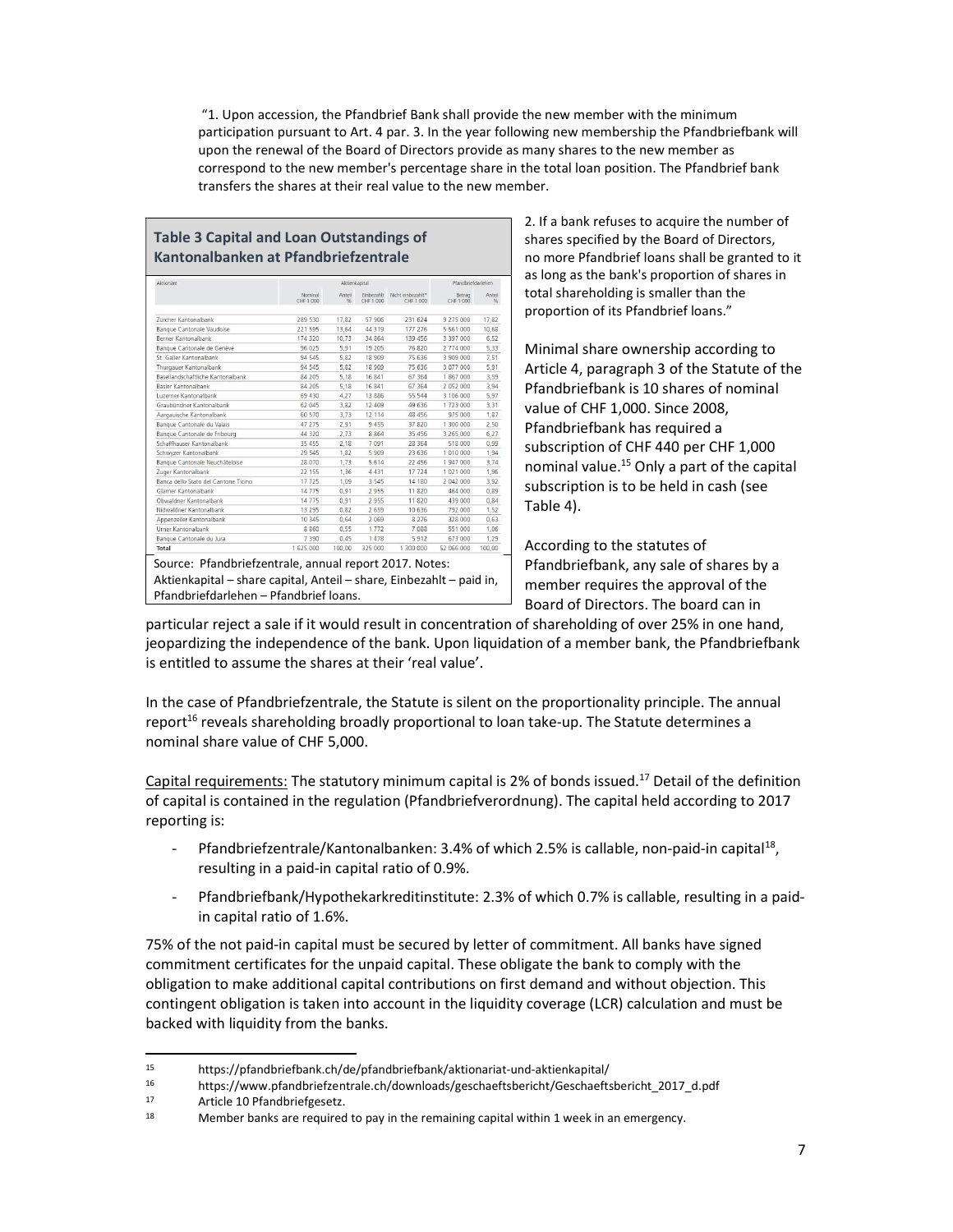"1. Upon accession, the Pfandbrief Bank shall provide the new member with the minimum participation pursuant to Art. 4 par. 3. In the year following new membership the Pfandbriefbank will upon the renewal of the Board of Directors provide as many shares to the new member as correspond to the new member's percentage share in the total loan position. The Pfandbrief bank transfers the shares at their real value to the new member.

**Table 3 Capital and Loan Outstandings of Kantonalbanken at Pfandbriefzentrale**

| Aktionäre | Aktienkapital | | | | Pfandbriefdarlehen | |
|---|---|---|---|---|---|---|
| | Nominal CHF 1 000 | Anteil % | Einbezahlt CHF 1 000 | Nicht einbezahlt* CHF 1 000 | Betrag CHF 1 000 | Anteil % |
| Zürcher Kantonalbank | 289 530 | 17,82 | 57 906 | 231 624 | 9 275 000 | 17,82 |
| Banque Cantonale Vaudoise | 221 595 | 13,64 | 44 319 | 177 276 | 5 561 000 | 10,68 |
| Berner Kantonalbank | 174 320 | 10,73 | 34 864 | 139 456 | 3 397 000 | 6,52 |
| Banque Cantonale de Genève | 96 025 | 5,91 | 19 205 | 76 820 | 2 774 000 | 5,33 |
| St. Galler Kantonalbank | 94 545 | 5,82 | 18 909 | 75 636 | 3 909 000 | 7,51 |
| Thurgauer Kantonalbank | 94 545 | 5,82 | 18 909 | 75 636 | 3 077 000 | 5,91 |
| Basellandschaftliche Kantonalbank | 84 205 | 5,18 | 16 841 | 67 364 | 1 867 000 | 3,59 |
| Basler Kantonalbank | 84 205 | 5,18 | 16 841 | 67 364 | 2 052 000 | 3,94 |
| Luzerner Kantonalbank | 69 430 | 4,27 | 13 886 | 55 544 | 3 106 000 | 5,97 |
| Graubündner Kantonalbank | 62 045 | 3,82 | 12 409 | 49 636 | 1 723 000 | 3,31 |
| Aargauische Kantonalbank | 60 570 | 3,73 | 12 114 | 48 456 | 975 000 | 1,87 |
| Banque Cantonale du Valais | 47 275 | 2,91 | 9 455 | 37 820 | 1 300 000 | 2,50 |
| Banque Cantonale de Fribourg | 44 320 | 2,73 | 8 864 | 35 456 | 3 265 000 | 6,27 |
| Schaffhauser Kantonalbank | 35 455 | 2,18 | 7 091 | 28 364 | 518 000 | 0,99 |
| Schwyzer Kantonalbank | 29 545 | 1,82 | 5 909 | 23 636 | 1 010 000 | 1,94 |
| Banque Cantonale Neuchâteloise | 28 070 | 1,73 | 5 614 | 22 456 | 1 947 000 | 3,74 |
| Zuger Kantonalbank | 22 155 | 1,36 | 4 431 | 17 724 | 1 021 000 | 1,96 |
| Banca dello Stato del Cantone Ticino | 17 725 | 1,09 | 3 545 | 14 180 | 2 042 000 | 3,92 |
| Glarner Kantonalbank | 14 775 | 0,91 | 2 955 | 11 820 | 464 000 | 0,89 |
| Obwaldner Kantonalbank | 14 775 | 0,91 | 2 955 | 11 820 | 439 000 | 0,84 |
| Nidwaldner Kantonalbank | 13 295 | 0,82 | 2 659 | 10 636 | 792 000 | 1,52 |
| Appenzeller Kantonalbank | 10 345 | 0,64 | 2 069 | 8 276 | 328 000 | 0,63 |
| Urner Kantonalbank | 8 860 | 0,55 | 1 772 | 7 088 | 551 000 | 1,06 |
| Banque Cantonale du Jura | 7 390 | 0,45 | 1 478 | 5 912 | 673 000 | 1,29 |
| **Total** | 1 625 000 | 100,00 | 325 000 | 1 300 000 | 52 066 000 | 100,00 |

Source: Pfandbriefzentrale, annual report 2017. Notes: Aktienkapital – share capital, Anteil – share, Einbezahlt – paid in, Pfandbriefdarlehen – Pfandbrief loans.

2. If a bank refuses to acquire the number of shares specified by the Board of Directors, no more Pfandbrief loans shall be granted to it as long as the bank's proportion of shares in total shareholding is smaller than the proportion of its Pfandbrief loans."

Minimal share ownership according to Article 4, paragraph 3 of the Statute of the Pfandbriefbank is 10 shares of nominal value of CHF 1,000. Since 2008, Pfandbriefbank has required a subscription of CHF 440 per CHF 1,000 nominal value.[15] Only a part of the capital subscription is to be held in cash (see Table 4).

According to the statutes of Pfandbriefbank, any sale of shares by a member requires the approval of the Board of Directors. The board can in particular reject a sale if it would result in concentration of shareholding of over 25% in one hand, jeopardizing the independence of the bank. Upon liquidation of a member bank, the Pfandbriefbank is entitled to assume the shares at their 'real value'.

In the case of Pfandbriefzentrale, the Statute is silent on the proportionality principle. The annual report[16] reveals shareholding broadly proportional to loan take-up. The Statute determines a nominal share value of CHF 5,000.

Capital requirements: The statutory minimum capital is 2% of bonds issued.[17] Detail of the definition of capital is contained in the regulation (Pfandbriefverordnung). The capital held according to 2017 reporting is:

- Pfandbriefzentrale/Kantonalbanken: 3.4% of which 2.5% is callable, non-paid-in capital[18], resulting in a paid-in capital ratio of 0.9%.
- Pfandbriefbank/Hypothekarkreditinstitute: 2.3% of which 0.7% is callable, resulting in a paid-in capital ratio of 1.6%.

75% of the not paid-in capital must be secured by letter of commitment. All banks have signed commitment certificates for the unpaid capital. These obligate the bank to comply with the obligation to make additional capital contributions on first demand and without objection. This contingent obligation is taken into account in the liquidity coverage (LCR) calculation and must be backed with liquidity from the banks.

[15] https://pfandbriefbank.ch/de/pfandbriefbank/aktionariat-und-aktienkapital/

[16] https://www.pfandbriefzentrale.ch/downloads/geschaeftsbericht/Geschaeftsbericht_2017_d.pdf

[17] Article 10 Pfandbriefgesetz.

[18] Member banks are required to pay in the remaining capital within 1 week in an emergency.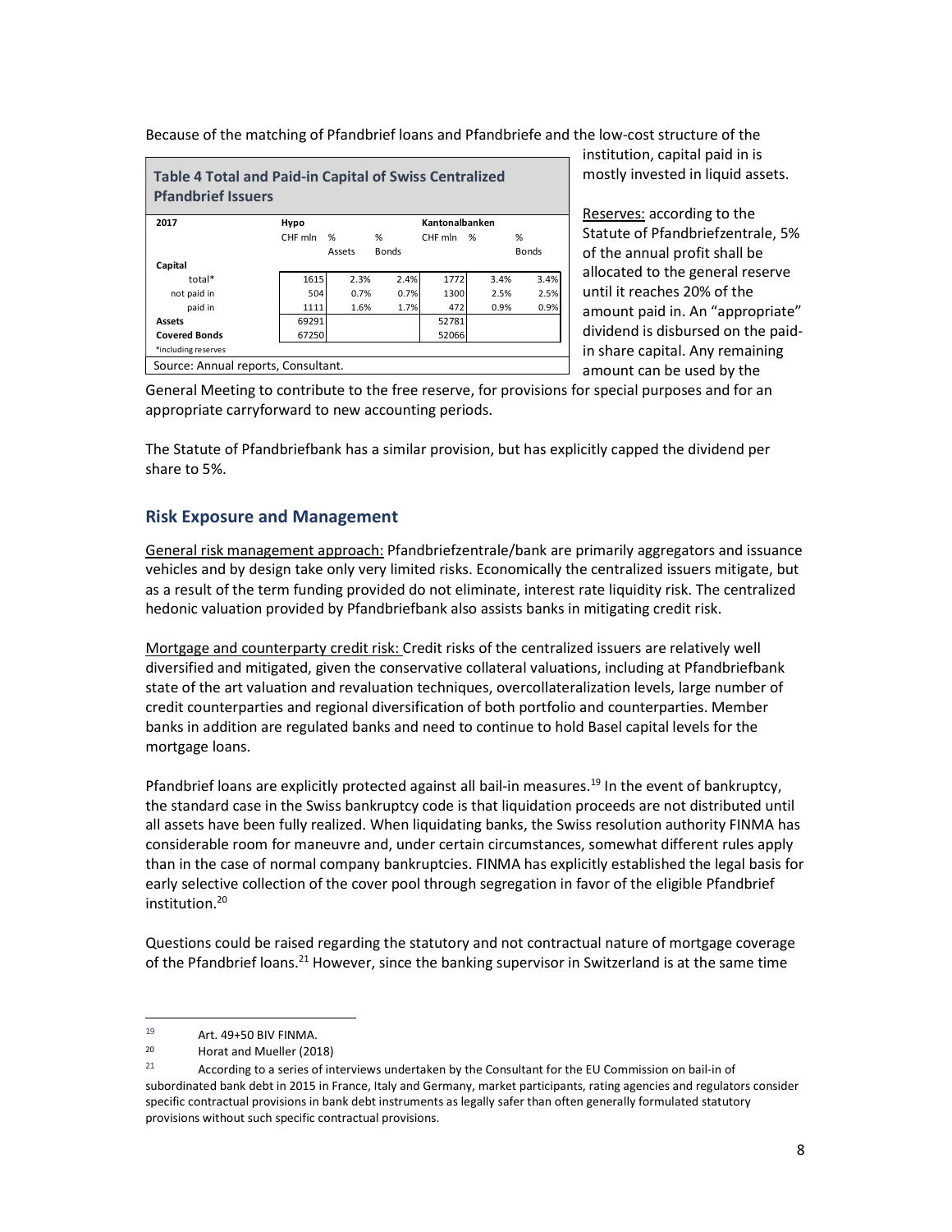Because of the matching of Pfandbrief loans and Pfandbriefe and the low-cost structure of the institution, capital paid in is mostly invested in liquid assets.

**Table 4 Total and Paid-in Capital of Swiss Centralized Pfandbrief Issuers**

| 2017 | Hypo | | | Kantonalbanken | | |
|---|---|---|---|---|---|---|
| | CHF mln | % Assets | % Bonds | CHF mln | % | % Bonds |
| **Capital** | | | | | | |
| total* | 1615 | 2.3% | 2.4% | 1772 | 3.4% | 3.4% |
| not paid in | 504 | 0.7% | 0.7% | 1300 | 2.5% | 2.5% |
| paid in | 1111 | 1.6% | 1.7% | 472 | 0.9% | 0.9% |
| **Assets** | 69291 | | | 52781 | | |
| **Covered Bonds** | 67250 | | | 52066 | | |

*including reserves

Source: Annual reports, Consultant.

Reserves: according to the Statute of Pfandbriefzentrale, 5% of the annual profit shall be allocated to the general reserve until it reaches 20% of the amount paid in. An "appropriate" dividend is disbursed on the paid-in share capital. Any remaining amount can be used by the General Meeting to contribute to the free reserve, for provisions for special purposes and for an appropriate carryforward to new accounting periods.

The Statute of Pfandbriefbank has a similar provision, but has explicitly capped the dividend per share to 5%.

## Risk Exposure and Management

General risk management approach: Pfandbriefzentrale/bank are primarily aggregators and issuance vehicles and by design take only very limited risks. Economically the centralized issuers mitigate, but as a result of the term funding provided do not eliminate, interest rate liquidity risk. The centralized hedonic valuation provided by Pfandbriefbank also assists banks in mitigating credit risk.

Mortgage and counterparty credit risk: Credit risks of the centralized issuers are relatively well diversified and mitigated, given the conservative collateral valuations, including at Pfandbriefbank state of the art valuation and revaluation techniques, overcollateralization levels, large number of credit counterparties and regional diversification of both portfolio and counterparties. Member banks in addition are regulated banks and need to continue to hold Basel capital levels for the mortgage loans.

Pfandbrief loans are explicitly protected against all bail-in measures.[19] In the event of bankruptcy, the standard case in the Swiss bankruptcy code is that liquidation proceeds are not distributed until all assets have been fully realized. When liquidating banks, the Swiss resolution authority FINMA has considerable room for maneuvre and, under certain circumstances, somewhat different rules apply than in the case of normal company bankruptcies. FINMA has explicitly established the legal basis for early selective collection of the cover pool through segregation in favor of the eligible Pfandbrief institution.[20]

Questions could be raised regarding the statutory and not contractual nature of mortgage coverage of the Pfandbrief loans.[21] However, since the banking supervisor in Switzerland is at the same time

---

[19] Art. 49+50 BIV FINMA.

[20] Horat and Mueller (2018)

[21] According to a series of interviews undertaken by the Consultant for the EU Commission on bail-in of subordinated bank debt in 2015 in France, Italy and Germany, market participants, rating agencies and regulators consider specific contractual provisions in bank debt instruments as legally safer than often generally formulated statutory provisions without such specific contractual provisions.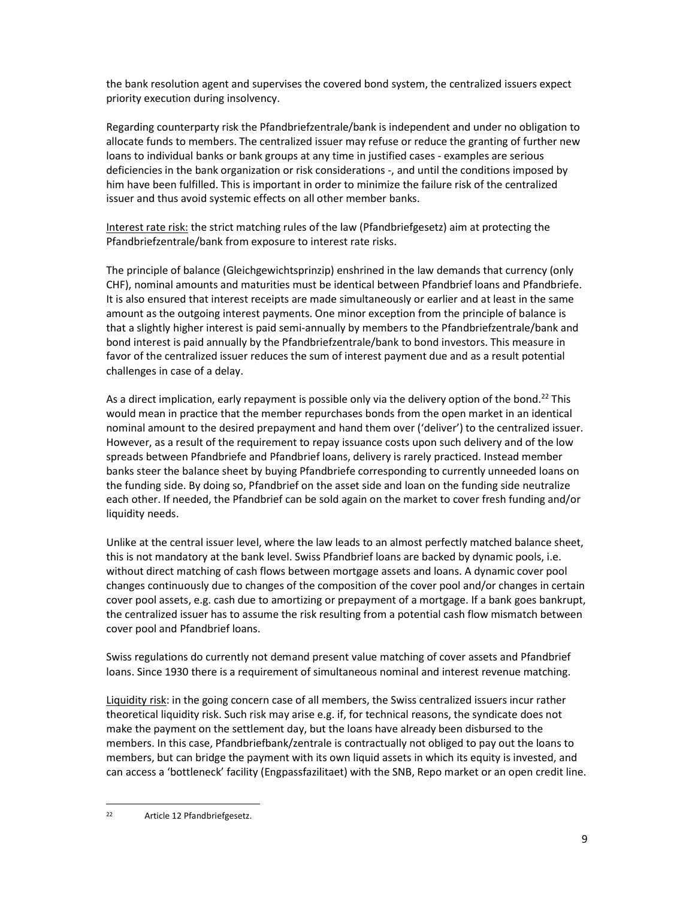the bank resolution agent and supervises the covered bond system, the centralized issuers expect priority execution during insolvency.

Regarding counterparty risk the Pfandbriefzentrale/bank is independent and under no obligation to allocate funds to members. The centralized issuer may refuse or reduce the granting of further new loans to individual banks or bank groups at any time in justified cases - examples are serious deficiencies in the bank organization or risk considerations -, and until the conditions imposed by him have been fulfilled. This is important in order to minimize the failure risk of the centralized issuer and thus avoid systemic effects on all other member banks.

Interest rate risk: the strict matching rules of the law (Pfandbriefgesetz) aim at protecting the Pfandbriefzentrale/bank from exposure to interest rate risks.

The principle of balance (Gleichgewichtsprinzip) enshrined in the law demands that currency (only CHF), nominal amounts and maturities must be identical between Pfandbrief loans and Pfandbriefe. It is also ensured that interest receipts are made simultaneously or earlier and at least in the same amount as the outgoing interest payments. One minor exception from the principle of balance is that a slightly higher interest is paid semi-annually by members to the Pfandbriefzentrale/bank and bond interest is paid annually by the Pfandbriefzentrale/bank to bond investors. This measure in favor of the centralized issuer reduces the sum of interest payment due and as a result potential challenges in case of a delay.

As a direct implication, early repayment is possible only via the delivery option of the bond.[22] This would mean in practice that the member repurchases bonds from the open market in an identical nominal amount to the desired prepayment and hand them over ('deliver') to the centralized issuer. However, as a result of the requirement to repay issuance costs upon such delivery and of the low spreads between Pfandbriefe and Pfandbrief loans, delivery is rarely practiced. Instead member banks steer the balance sheet by buying Pfandbriefe corresponding to currently unneeded loans on the funding side. By doing so, Pfandbrief on the asset side and loan on the funding side neutralize each other. If needed, the Pfandbrief can be sold again on the market to cover fresh funding and/or liquidity needs.

Unlike at the central issuer level, where the law leads to an almost perfectly matched balance sheet, this is not mandatory at the bank level. Swiss Pfandbrief loans are backed by dynamic pools, i.e. without direct matching of cash flows between mortgage assets and loans. A dynamic cover pool changes continuously due to changes of the composition of the cover pool and/or changes in certain cover pool assets, e.g. cash due to amortizing or prepayment of a mortgage. If a bank goes bankrupt, the centralized issuer has to assume the risk resulting from a potential cash flow mismatch between cover pool and Pfandbrief loans.

Swiss regulations do currently not demand present value matching of cover assets and Pfandbrief loans. Since 1930 there is a requirement of simultaneous nominal and interest revenue matching.

Liquidity risk: in the going concern case of all members, the Swiss centralized issuers incur rather theoretical liquidity risk. Such risk may arise e.g. if, for technical reasons, the syndicate does not make the payment on the settlement day, but the loans have already been disbursed to the members. In this case, Pfandbriefbank/zentrale is contractually not obliged to pay out the loans to members, but can bridge the payment with its own liquid assets in which its equity is invested, and can access a 'bottleneck' facility (Engpassfazilitaet) with the SNB, Repo market or an open credit line.

[22] Article 12 Pfandbriefgesetz.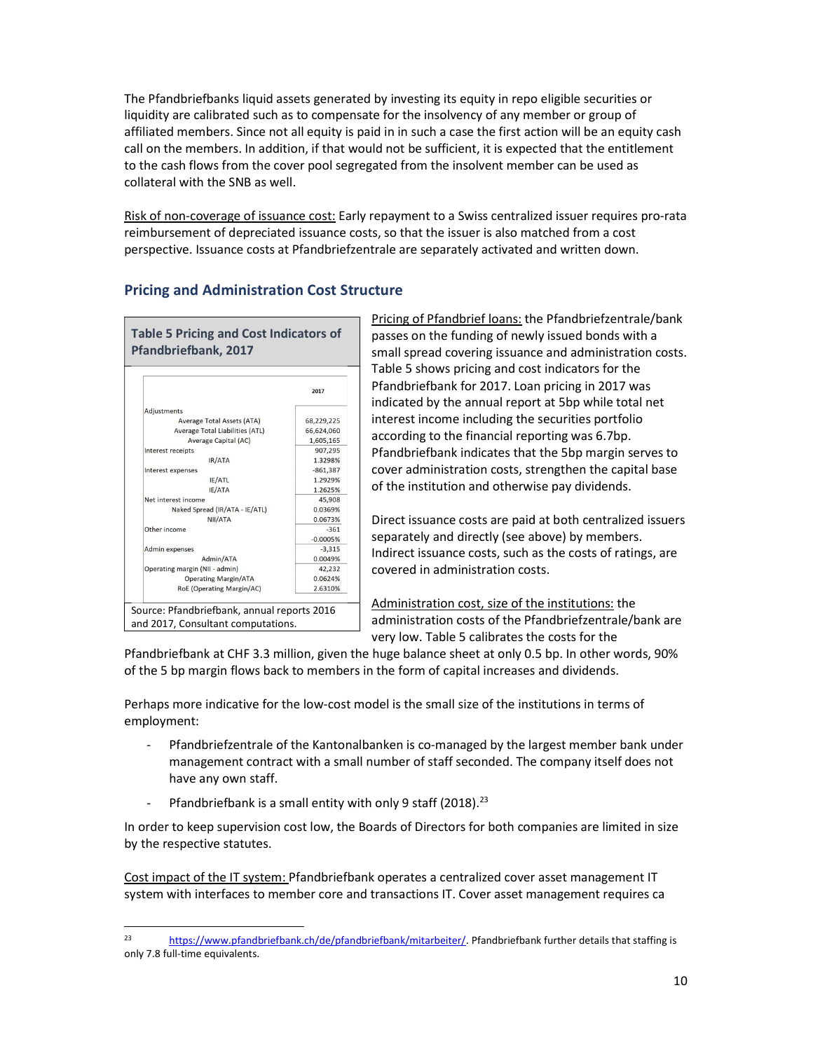The Pfandbriefbanks liquid assets generated by investing its equity in repo eligible securities or liquidity are calibrated such as to compensate for the insolvency of any member or group of affiliated members. Since not all equity is paid in in such a case the first action will be an equity cash call on the members. In addition, if that would not be sufficient, it is expected that the entitlement to the cash flows from the cover pool segregated from the insolvent member can be used as collateral with the SNB as well.

Risk of non-coverage of issuance cost: Early repayment to a Swiss centralized issuer requires pro-rata reimbursement of depreciated issuance costs, so that the issuer is also matched from a cost perspective. Issuance costs at Pfandbriefzentrale are separately activated and written down.

## Pricing and Administration Cost Structure

**Table 5 Pricing and Cost Indicators of Pfandbriefbank, 2017**

| | 2017 |
|---|---|
| Adjustments | |
| Average Total Assets (ATA) | 68,229,225 |
| Average Total Liabilities (ATL) | 66,624,060 |
| Average Capital (AC) | 1,605,165 |
| Interest receipts | 907,295 |
| IR/ATA | 1.3298% |
| Interest expenses | -861,387 |
| IE/ATL | 1.2929% |
| IE/ATA | 1.2625% |
| Net interest income | 45,908 |
| Naked Spread (IR/ATA - IE/ATL) | 0.0369% |
| NII/ATA | 0.0673% |
| Other income | -361 |
| | -0.0005% |
| Admin expenses | -3,315 |
| Admin/ATA | 0.0049% |
| Operating margin (NII - admin) | 42,232 |
| Operating Margin/ATA | 0.0624% |
| RoE (Operating Margin/AC) | 2.6310% |

Source: Pfandbriefbank, annual reports 2016 and 2017, Consultant computations.

Pricing of Pfandbrief loans: the Pfandbriefzentrale/bank passes on the funding of newly issued bonds with a small spread covering issuance and administration costs. Table 5 shows pricing and cost indicators for the Pfandbriefbank for 2017. Loan pricing in 2017 was indicated by the annual report at 5bp while total net interest income including the securities portfolio according to the financial reporting was 6.7bp. Pfandbriefbank indicates that the 5bp margin serves to cover administration costs, strengthen the capital base of the institution and otherwise pay dividends.

Direct issuance costs are paid at both centralized issuers separately and directly (see above) by members. Indirect issuance costs, such as the costs of ratings, are covered in administration costs.

Administration cost, size of the institutions: the administration costs of the Pfandbriefzentrale/bank are very low. Table 5 calibrates the costs for the Pfandbriefbank at CHF 3.3 million, given the huge balance sheet at only 0.5 bp. In other words, 90% of the 5 bp margin flows back to members in the form of capital increases and dividends.

Perhaps more indicative for the low-cost model is the small size of the institutions in terms of employment:

- Pfandbriefzentrale of the Kantonalbanken is co-managed by the largest member bank under management contract with a small number of staff seconded. The company itself does not have any own staff.
- Pfandbriefbank is a small entity with only 9 staff (2018).[23]

In order to keep supervision cost low, the Boards of Directors for both companies are limited in size by the respective statutes.

Cost impact of the IT system: Pfandbriefbank operates a centralized cover asset management IT system with interfaces to member core and transactions IT. Cover asset management requires ca

---

[23] https://www.pfandbriefbank.ch/de/pfandbriefbank/mitarbeiter/. Pfandbriefbank further details that staffing is only 7.8 full-time equivalents.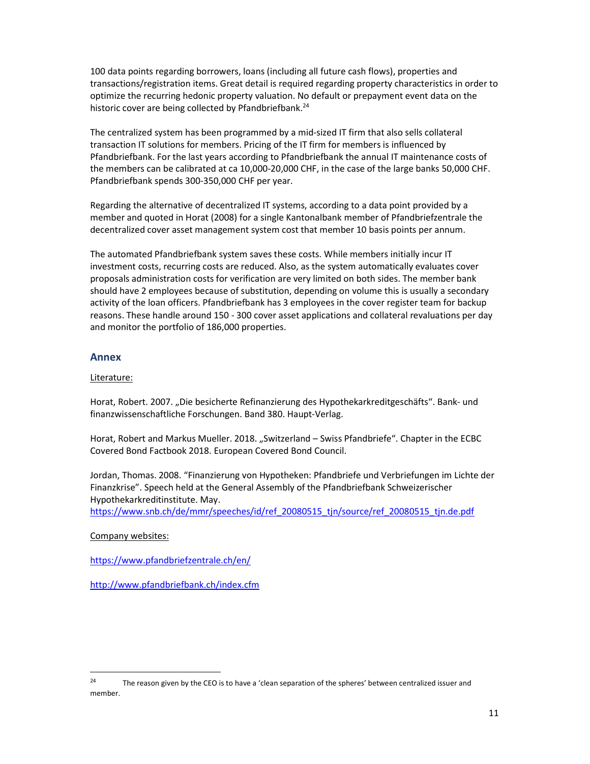100 data points regarding borrowers, loans (including all future cash flows), properties and transactions/registration items. Great detail is required regarding property characteristics in order to optimize the recurring hedonic property valuation. No default or prepayment event data on the historic cover are being collected by Pfandbriefbank.[24]

The centralized system has been programmed by a mid-sized IT firm that also sells collateral transaction IT solutions for members. Pricing of the IT firm for members is influenced by Pfandbriefbank. For the last years according to Pfandbriefbank the annual IT maintenance costs of the members can be calibrated at ca 10,000-20,000 CHF, in the case of the large banks 50,000 CHF. Pfandbriefbank spends 300-350,000 CHF per year.

Regarding the alternative of decentralized IT systems, according to a data point provided by a member and quoted in Horat (2008) for a single Kantonalbank member of Pfandbriefzentrale the decentralized cover asset management system cost that member 10 basis points per annum.

The automated Pfandbriefbank system saves these costs. While members initially incur IT investment costs, recurring costs are reduced. Also, as the system automatically evaluates cover proposals administration costs for verification are very limited on both sides. The member bank should have 2 employees because of substitution, depending on volume this is usually a secondary activity of the loan officers. Pfandbriefbank has 3 employees in the cover register team for backup reasons. These handle around 150 - 300 cover asset applications and collateral revaluations per day and monitor the portfolio of 186,000 properties.

## Annex

Literature:

Horat, Robert. 2007. „Die besicherte Refinanzierung des Hypothekarkreditgeschäfts“. Bank- und finanzwissenschaftliche Forschungen. Band 380. Haupt-Verlag.

Horat, Robert and Markus Mueller. 2018. „Switzerland – Swiss Pfandbriefe“. Chapter in the ECBC Covered Bond Factbook 2018. European Covered Bond Council.

Jordan, Thomas. 2008. “Finanzierung von Hypotheken: Pfandbriefe und Verbriefungen im Lichte der Finanzkrise”. Speech held at the General Assembly of the Pfandbriefbank Schweizerischer Hypothekarkreditinstitute. May.
https://www.snb.ch/de/mmr/speeches/id/ref_20080515_tjn/source/ref_20080515_tjn.de.pdf

Company websites:

https://www.pfandbriefzentrale.ch/en/

http://www.pfandbriefbank.ch/index.cfm

[24] The reason given by the CEO is to have a ‘clean separation of the spheres’ between centralized issuer and member.